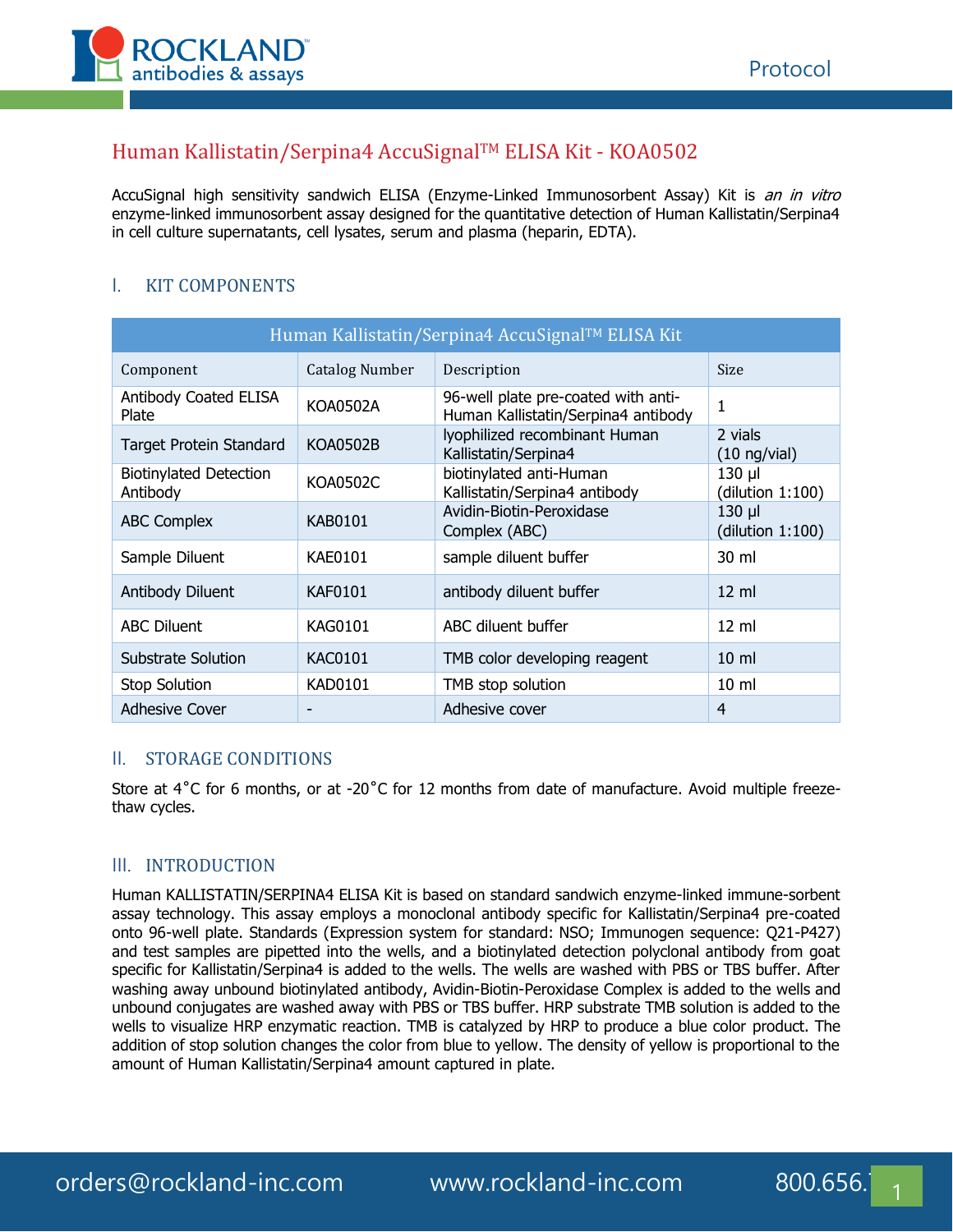# Human Kallistatin/Serpina4 AccuSignal™ ELISA Kit - KOA0502

AccuSignal high sensitivity sandwich ELISA (Enzyme-Linked Immunosorbent Assay) Kit is *an in vitro* enzyme-linked immunosorbent assay designed for the quantitative detection of Human Kallistatin/Serpina4 in cell culture supernatants, cell lysates, serum and plasma (heparin, EDTA).

## I. KIT COMPONENTS

| Human Kallistatin/Serpina4 AccuSignal™ ELISA Kit | | | |
|---|---|---|---|
| Component | Catalog Number | Description | Size |
| Antibody Coated ELISA Plate | KOA0502A | 96-well plate pre-coated with anti-Human Kallistatin/Serpina4 antibody | 1 |
| Target Protein Standard | KOA0502B | lyophilized recombinant Human Kallistatin/Serpina4 | 2 vials (10 ng/vial) |
| Biotinylated Detection Antibody | KOA0502C | biotinylated anti-Human Kallistatin/Serpina4 antibody | 130 µl (dilution 1:100) |
| ABC Complex | KAB0101 | Avidin-Biotin-Peroxidase Complex (ABC) | 130 µl (dilution 1:100) |
| Sample Diluent | KAE0101 | sample diluent buffer | 30 ml |
| Antibody Diluent | KAF0101 | antibody diluent buffer | 12 ml |
| ABC Diluent | KAG0101 | ABC diluent buffer | 12 ml |
| Substrate Solution | KAC0101 | TMB color developing reagent | 10 ml |
| Stop Solution | KAD0101 | TMB stop solution | 10 ml |
| Adhesive Cover | - | Adhesive cover | 4 |

## II. STORAGE CONDITIONS

Store at 4˚C for 6 months, or at -20˚C for 12 months from date of manufacture. Avoid multiple freeze-thaw cycles.

## III. INTRODUCTION

Human KALLISTATIN/SERPINA4 ELISA Kit is based on standard sandwich enzyme-linked immune-sorbent assay technology. This assay employs a monoclonal antibody specific for Kallistatin/Serpina4 pre-coated onto 96-well plate. Standards (Expression system for standard: NSO; Immunogen sequence: Q21-P427) and test samples are pipetted into the wells, and a biotinylated detection polyclonal antibody from goat specific for Kallistatin/Serpina4 is added to the wells. The wells are washed with PBS or TBS buffer. After washing away unbound biotinylated antibody, Avidin-Biotin-Peroxidase Complex is added to the wells and unbound conjugates are washed away with PBS or TBS buffer. HRP substrate TMB solution is added to the wells to visualize HRP enzymatic reaction. TMB is catalyzed by HRP to produce a blue color product. The addition of stop solution changes the color from blue to yellow. The density of yellow is proportional to the amount of Human Kallistatin/Serpina4 amount captured in plate.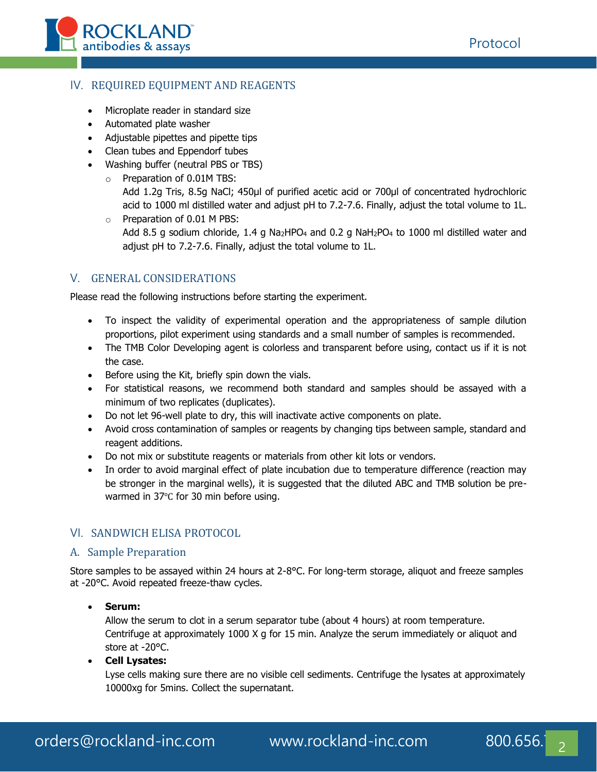## IV. REQUIRED EQUIPMENT AND REAGENTS

- Microplate reader in standard size
- Automated plate washer
- Adjustable pipettes and pipette tips
- Clean tubes and Eppendorf tubes
- Washing buffer (neutral PBS or TBS)
  - Preparation of 0.01M TBS:
    Add 1.2g Tris, 8.5g NaCl; 450µl of purified acetic acid or 700µl of concentrated hydrochloric acid to 1000 ml distilled water and adjust pH to 7.2-7.6. Finally, adjust the total volume to 1L.
  - Preparation of 0.01 M PBS:
    Add 8.5 g sodium chloride, 1.4 g $Na_2HPO_4$ and 0.2 g $NaH_2PO_4$ to 1000 ml distilled water and adjust pH to 7.2-7.6. Finally, adjust the total volume to 1L.

## V. GENERAL CONSIDERATIONS

Please read the following instructions before starting the experiment.

- To inspect the validity of experimental operation and the appropriateness of sample dilution proportions, pilot experiment using standards and a small number of samples is recommended.
- The TMB Color Developing agent is colorless and transparent before using, contact us if it is not the case.
- Before using the Kit, briefly spin down the vials.
- For statistical reasons, we recommend both standard and samples should be assayed with a minimum of two replicates (duplicates).
- Do not let 96-well plate to dry, this will inactivate active components on plate.
- Avoid cross contamination of samples or reagents by changing tips between sample, standard and reagent additions.
- Do not mix or substitute reagents or materials from other kit lots or vendors.
- In order to avoid marginal effect of plate incubation due to temperature difference (reaction may be stronger in the marginal wells), it is suggested that the diluted ABC and TMB solution be pre-warmed in 37℃ for 30 min before using.

## VI. SANDWICH ELISA PROTOCOL

### A. Sample Preparation

Store samples to be assayed within 24 hours at 2-8°C. For long-term storage, aliquot and freeze samples at -20°C. Avoid repeated freeze-thaw cycles.

- **Serum:**
  Allow the serum to clot in a serum separator tube (about 4 hours) at room temperature. Centrifuge at approximately 1000 X g for 15 min. Analyze the serum immediately or aliquot and store at -20°C.
- **Cell Lysates:**
  Lyse cells making sure there are no visible cell sediments. Centrifuge the lysates at approximately 10000xg for 5mins. Collect the supernatant.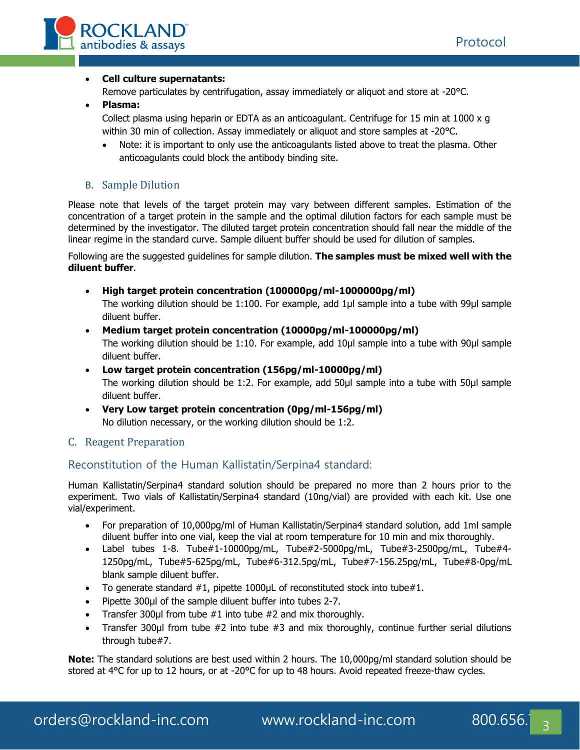- **Cell culture supernatants:**
  Remove particulates by centrifugation, assay immediately or aliquot and store at -20°C.
- **Plasma:**
  Collect plasma using heparin or EDTA as an anticoagulant. Centrifuge for 15 min at 1000 x g within 30 min of collection. Assay immediately or aliquot and store samples at -20°C.
  - Note: it is important to only use the anticoagulants listed above to treat the plasma. Other anticoagulants could block the antibody binding site.

### B. Sample Dilution

Please note that levels of the target protein may vary between different samples. Estimation of the concentration of a target protein in the sample and the optimal dilution factors for each sample must be determined by the investigator. The diluted target protein concentration should fall near the middle of the linear regime in the standard curve. Sample diluent buffer should be used for dilution of samples.

Following are the suggested guidelines for sample dilution. **The samples must be mixed well with the diluent buffer**.

- **High target protein concentration (100000pg/ml-1000000pg/ml)**
  The working dilution should be 1:100. For example, add 1µl sample into a tube with 99µl sample diluent buffer.
- **Medium target protein concentration (10000pg/ml-100000pg/ml)**
  The working dilution should be 1:10. For example, add 10µl sample into a tube with 90µl sample diluent buffer.
- **Low target protein concentration (156pg/ml-10000pg/ml)**
  The working dilution should be 1:2. For example, add 50µl sample into a tube with 50µl sample diluent buffer.
- **Very Low target protein concentration (0pg/ml-156pg/ml)**
  No dilution necessary, or the working dilution should be 1:2.

### C. Reagent Preparation

#### Reconstitution of the Human Kallistatin/Serpina4 standard:

Human Kallistatin/Serpina4 standard solution should be prepared no more than 2 hours prior to the experiment. Two vials of Kallistatin/Serpina4 standard (10ng/vial) are provided with each kit. Use one vial/experiment.

- For preparation of 10,000pg/ml of Human Kallistatin/Serpina4 standard solution, add 1ml sample diluent buffer into one vial, keep the vial at room temperature for 10 min and mix thoroughly.
- Label tubes 1-8. Tube#1-10000pg/mL, Tube#2-5000pg/mL, Tube#3-2500pg/mL, Tube#4-1250pg/mL, Tube#5-625pg/mL, Tube#6-312.5pg/mL, Tube#7-156.25pg/mL, Tube#8-0pg/mL blank sample diluent buffer.
- To generate standard #1, pipette 1000µL of reconstituted stock into tube#1.
- Pipette 300µl of the sample diluent buffer into tubes 2-7.
- Transfer 300µl from tube #1 into tube #2 and mix thoroughly.
- Transfer 300µl from tube #2 into tube #3 and mix thoroughly, continue further serial dilutions through tube#7.

**Note:** The standard solutions are best used within 2 hours. The 10,000pg/ml standard solution should be stored at 4°C for up to 12 hours, or at -20°C for up to 48 hours. Avoid repeated freeze-thaw cycles.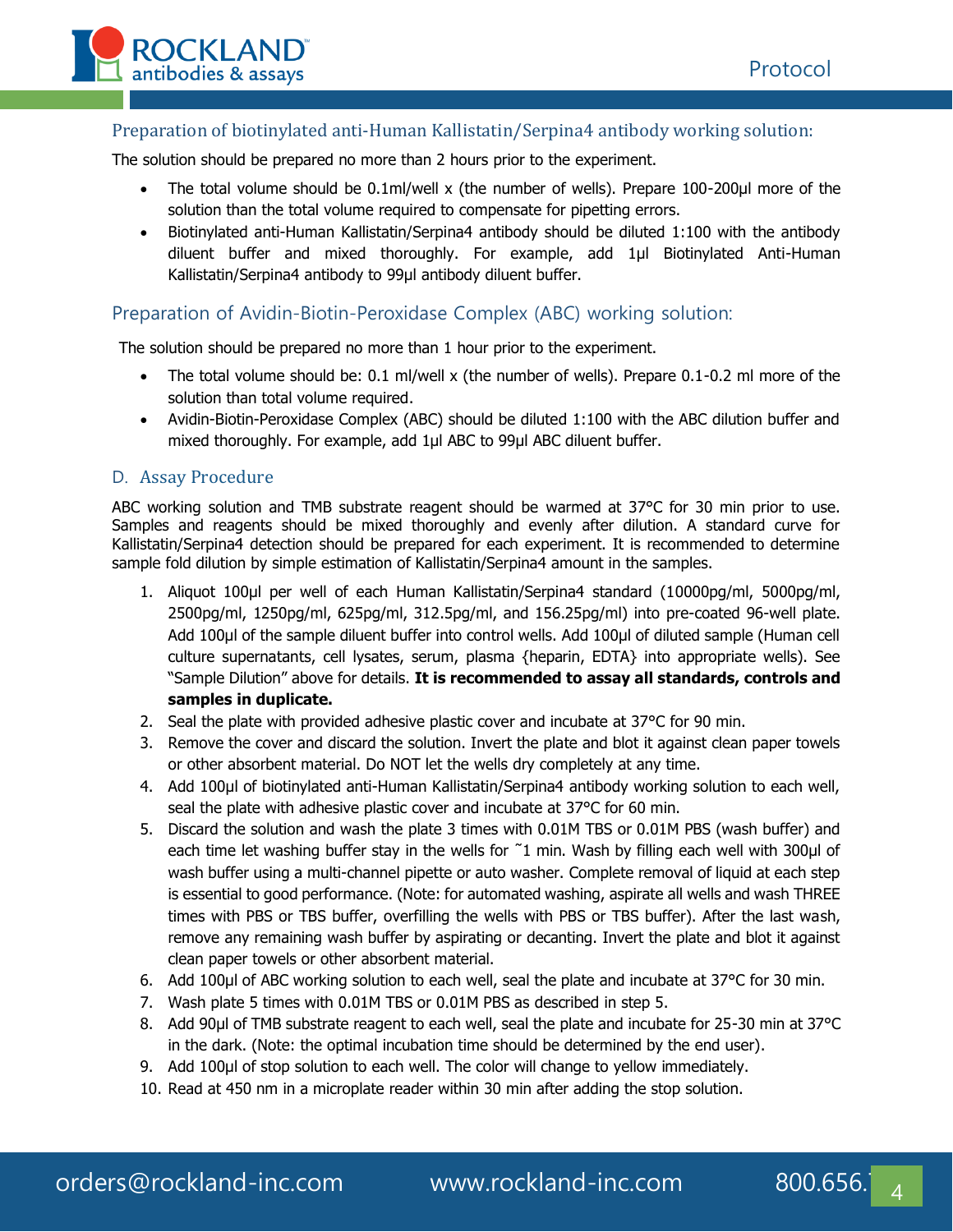### Preparation of biotinylated anti-Human Kallistatin/Serpina4 antibody working solution:

The solution should be prepared no more than 2 hours prior to the experiment.

- The total volume should be 0.1ml/well x (the number of wells). Prepare 100-200µl more of the solution than the total volume required to compensate for pipetting errors.
- Biotinylated anti-Human Kallistatin/Serpina4 antibody should be diluted 1:100 with the antibody diluent buffer and mixed thoroughly. For example, add 1µl Biotinylated Anti-Human Kallistatin/Serpina4 antibody to 99µl antibody diluent buffer.

### Preparation of Avidin-Biotin-Peroxidase Complex (ABC) working solution:

The solution should be prepared no more than 1 hour prior to the experiment.

- The total volume should be: 0.1 ml/well x (the number of wells). Prepare 0.1-0.2 ml more of the solution than total volume required.
- Avidin-Biotin-Peroxidase Complex (ABC) should be diluted 1:100 with the ABC dilution buffer and mixed thoroughly. For example, add 1µl ABC to 99µl ABC diluent buffer.

## D. Assay Procedure

ABC working solution and TMB substrate reagent should be warmed at 37°C for 30 min prior to use. Samples and reagents should be mixed thoroughly and evenly after dilution. A standard curve for Kallistatin/Serpina4 detection should be prepared for each experiment. It is recommended to determine sample fold dilution by simple estimation of Kallistatin/Serpina4 amount in the samples.

1. Aliquot 100µl per well of each Human Kallistatin/Serpina4 standard (10000pg/ml, 5000pg/ml, 2500pg/ml, 1250pg/ml, 625pg/ml, 312.5pg/ml, and 156.25pg/ml) into pre-coated 96-well plate. Add 100µl of the sample diluent buffer into control wells. Add 100µl of diluted sample (Human cell culture supernatants, cell lysates, serum, plasma {heparin, EDTA} into appropriate wells). See "Sample Dilution" above for details. **It is recommended to assay all standards, controls and samples in duplicate.**
2. Seal the plate with provided adhesive plastic cover and incubate at 37°C for 90 min.
3. Remove the cover and discard the solution. Invert the plate and blot it against clean paper towels or other absorbent material. Do NOT let the wells dry completely at any time.
4. Add 100µl of biotinylated anti-Human Kallistatin/Serpina4 antibody working solution to each well, seal the plate with adhesive plastic cover and incubate at 37°C for 60 min.
5. Discard the solution and wash the plate 3 times with 0.01M TBS or 0.01M PBS (wash buffer) and each time let washing buffer stay in the wells for ~1 min. Wash by filling each well with 300µl of wash buffer using a multi-channel pipette or auto washer. Complete removal of liquid at each step is essential to good performance. (Note: for automated washing, aspirate all wells and wash THREE times with PBS or TBS buffer, overfilling the wells with PBS or TBS buffer). After the last wash, remove any remaining wash buffer by aspirating or decanting. Invert the plate and blot it against clean paper towels or other absorbent material.
6. Add 100µl of ABC working solution to each well, seal the plate and incubate at 37°C for 30 min.
7. Wash plate 5 times with 0.01M TBS or 0.01M PBS as described in step 5.
8. Add 90µl of TMB substrate reagent to each well, seal the plate and incubate for 25-30 min at 37°C in the dark. (Note: the optimal incubation time should be determined by the end user).
9. Add 100µl of stop solution to each well. The color will change to yellow immediately.
10. Read at 450 nm in a microplate reader within 30 min after adding the stop solution.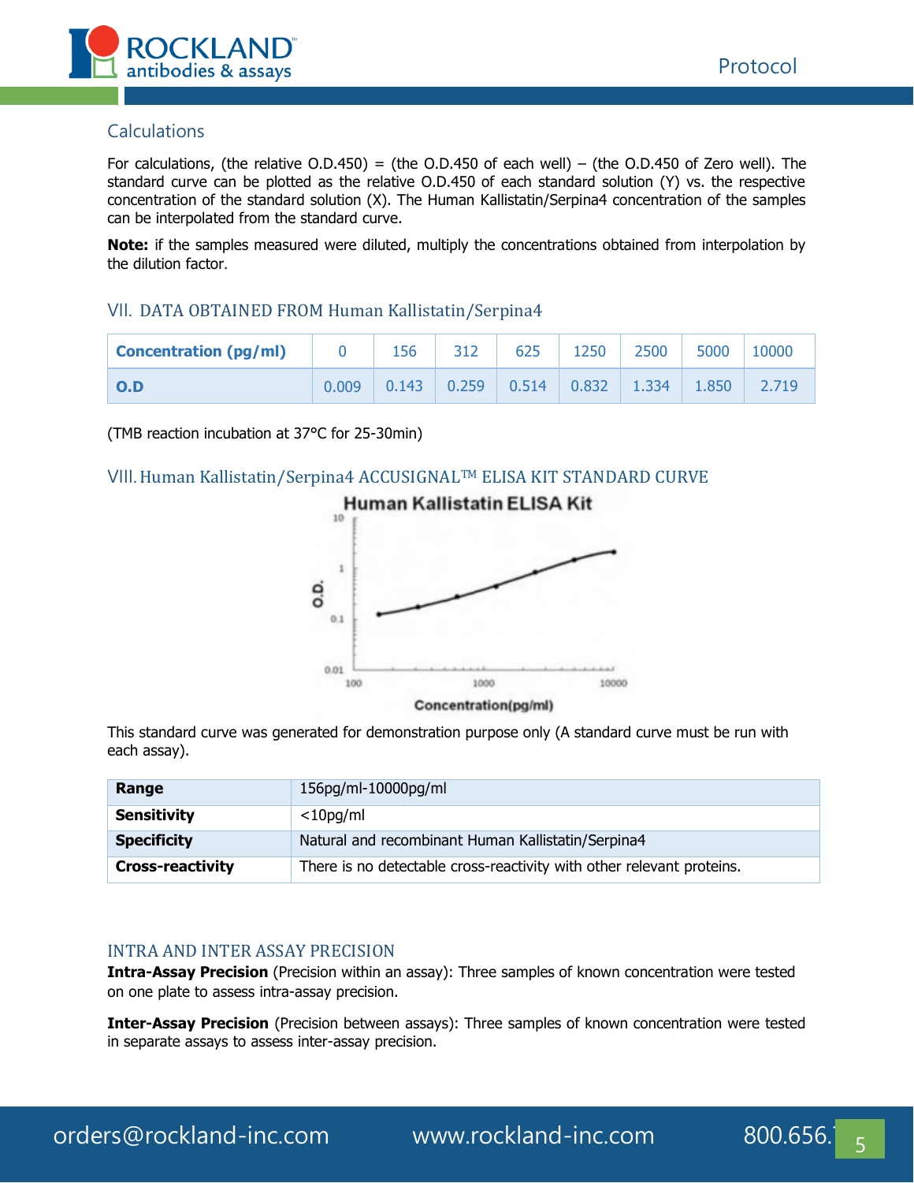## Calculations

For calculations, (the relative O.D.450) = (the O.D.450 of each well) – (the O.D.450 of Zero well). The standard curve can be plotted as the relative O.D.450 of each standard solution (Y) vs. the respective concentration of the standard solution (X). The Human Kallistatin/Serpina4 concentration of the samples can be interpolated from the standard curve.

**Note:** if the samples measured were diluted, multiply the concentrations obtained from interpolation by the dilution factor.

## VII. DATA OBTAINED FROM Human Kallistatin/Serpina4

| **Concentration (pg/ml)** | 0 | 156 | 312 | 625 | 1250 | 2500 | 5000 | 10000 |
|---|---|---|---|---|---|---|---|---|
| **O.D** | 0.009 | 0.143 | 0.259 | 0.514 | 0.832 | 1.334 | 1.850 | 2.719 |

(TMB reaction incubation at 37°C for 25-30min)

## VIII. Human Kallistatin/Serpina4 ACCUSIGNAL™ ELISA KIT STANDARD CURVE

This standard curve was generated for demonstration purpose only (A standard curve must be run with each assay).

| **Range** | 156pg/ml-10000pg/ml |
|---|---|
| **Sensitivity** | <10pg/ml |
| **Specificity** | Natural and recombinant Human Kallistatin/Serpina4 |
| **Cross-reactivity** | There is no detectable cross-reactivity with other relevant proteins. |

## INTRA AND INTER ASSAY PRECISION

**Intra-Assay Precision** (Precision within an assay): Three samples of known concentration were tested on one plate to assess intra-assay precision.

**Inter-Assay Precision** (Precision between assays): Three samples of known concentration were tested in separate assays to assess inter-assay precision.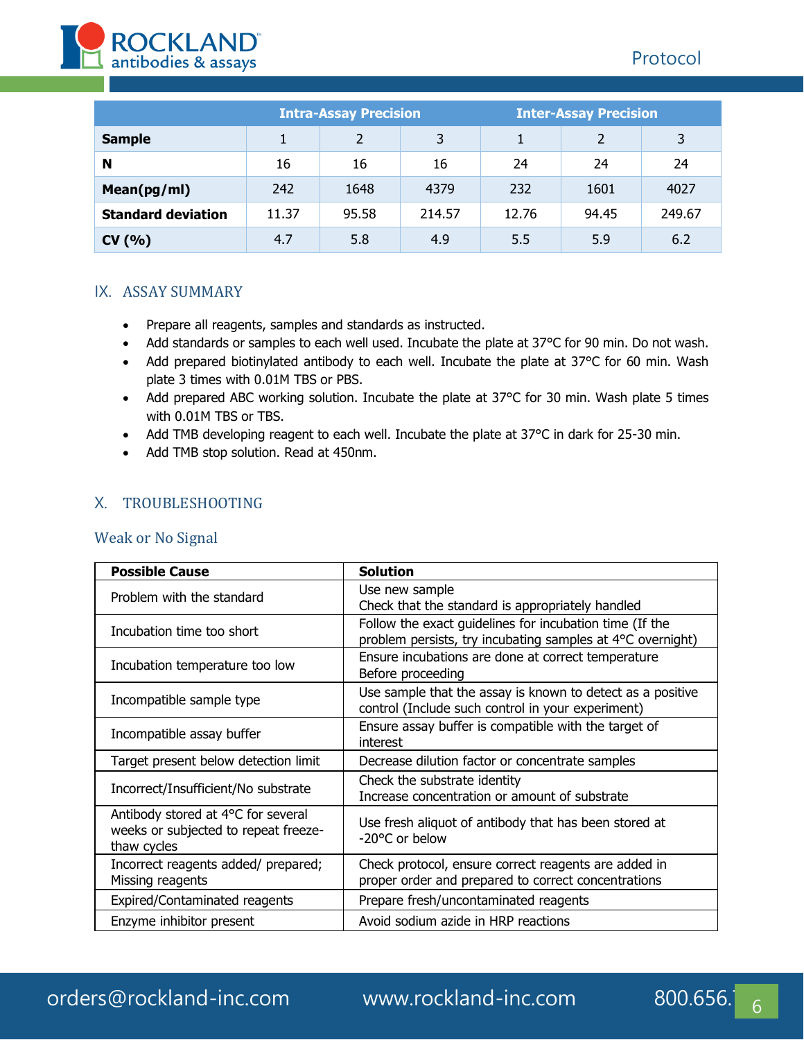| | Intra-Assay Precision | | | Inter-Assay Precision | | |
|---|---|---|---|---|---|---|
| **Sample** | 1 | 2 | 3 | 1 | 2 | 3 |
| **N** | 16 | 16 | 16 | 24 | 24 | 24 |
| **Mean(pg/ml)** | 242 | 1648 | 4379 | 232 | 1601 | 4027 |
| **Standard deviation** | 11.37 | 95.58 | 214.57 | 12.76 | 94.45 | 249.67 |
| **CV (%)** | 4.7 | 5.8 | 4.9 | 5.5 | 5.9 | 6.2 |

## IX. ASSAY SUMMARY

- Prepare all reagents, samples and standards as instructed.
- Add standards or samples to each well used. Incubate the plate at 37°C for 90 min. Do not wash.
- Add prepared biotinylated antibody to each well. Incubate the plate at 37°C for 60 min. Wash plate 3 times with 0.01M TBS or PBS.
- Add prepared ABC working solution. Incubate the plate at 37°C for 30 min. Wash plate 5 times with 0.01M TBS or TBS.
- Add TMB developing reagent to each well. Incubate the plate at 37°C in dark for 25-30 min.
- Add TMB stop solution. Read at 450nm.

## X. TROUBLESHOOTING

### Weak or No Signal

| Possible Cause | Solution |
|---|---|
| Problem with the standard | Use new sample<br>Check that the standard is appropriately handled |
| Incubation time too short | Follow the exact guidelines for incubation time (If the problem persists, try incubating samples at 4°C overnight) |
| Incubation temperature too low | Ensure incubations are done at correct temperature Before proceeding |
| Incompatible sample type | Use sample that the assay is known to detect as a positive control (Include such control in your experiment) |
| Incompatible assay buffer | Ensure assay buffer is compatible with the target of interest |
| Target present below detection limit | Decrease dilution factor or concentrate samples |
| Incorrect/Insufficient/No substrate | Check the substrate identity<br>Increase concentration or amount of substrate |
| Antibody stored at 4°C for several weeks or subjected to repeat freeze-thaw cycles | Use fresh aliquot of antibody that has been stored at -20°C or below |
| Incorrect reagents added/ prepared; Missing reagents | Check protocol, ensure correct reagents are added in proper order and prepared to correct concentrations |
| Expired/Contaminated reagents | Prepare fresh/uncontaminated reagents |
| Enzyme inhibitor present | Avoid sodium azide in HRP reactions |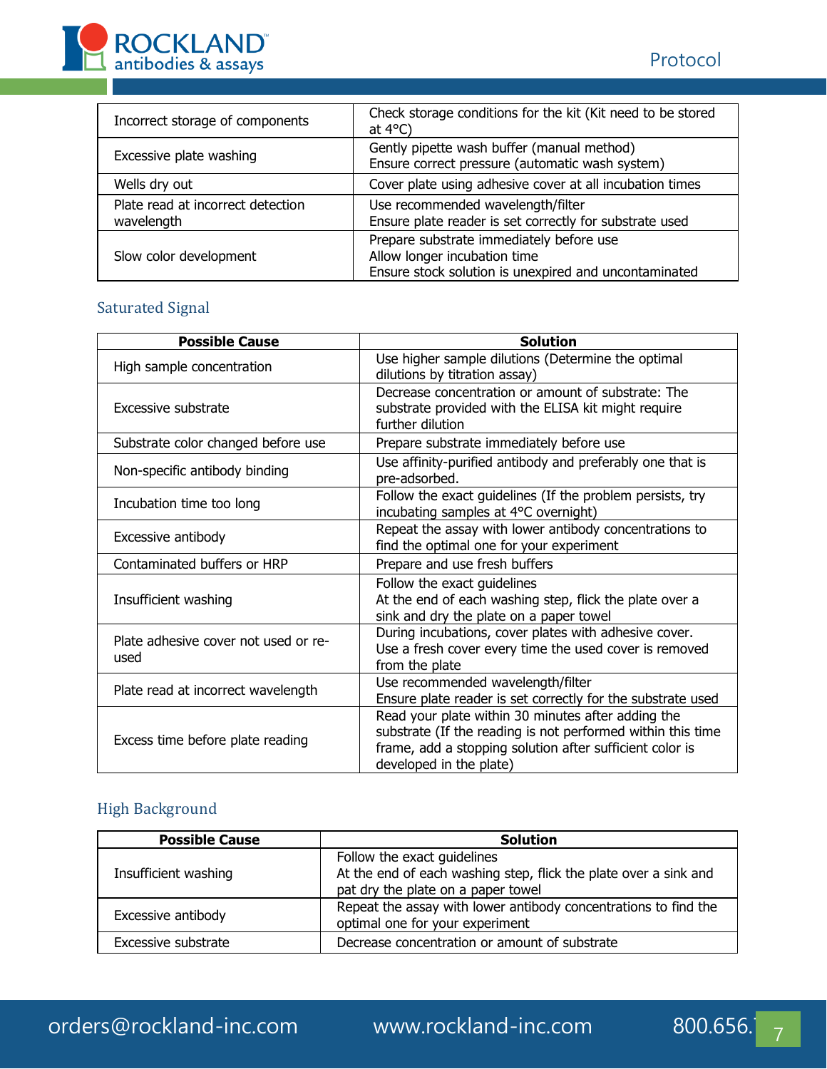| | |
|---|---|
| Incorrect storage of components | Check storage conditions for the kit (Kit need to be stored at 4°C) |
| Excessive plate washing | Gently pipette wash buffer (manual method)<br>Ensure correct pressure (automatic wash system) |
| Wells dry out | Cover plate using adhesive cover at all incubation times |
| Plate read at incorrect detection wavelength | Use recommended wavelength/filter<br>Ensure plate reader is set correctly for substrate used |
| Slow color development | Prepare substrate immediately before use<br>Allow longer incubation time<br>Ensure stock solution is unexpired and uncontaminated |

## Saturated Signal

| Possible Cause | Solution |
|---|---|
| High sample concentration | Use higher sample dilutions (Determine the optimal dilutions by titration assay) |
| Excessive substrate | Decrease concentration or amount of substrate: The substrate provided with the ELISA kit might require further dilution |
| Substrate color changed before use | Prepare substrate immediately before use |
| Non-specific antibody binding | Use affinity-purified antibody and preferably one that is pre-adsorbed. |
| Incubation time too long | Follow the exact guidelines (If the problem persists, try incubating samples at 4°C overnight) |
| Excessive antibody | Repeat the assay with lower antibody concentrations to find the optimal one for your experiment |
| Contaminated buffers or HRP | Prepare and use fresh buffers |
| Insufficient washing | Follow the exact guidelines<br>At the end of each washing step, flick the plate over a sink and dry the plate on a paper towel |
| Plate adhesive cover not used or re-used | During incubations, cover plates with adhesive cover.<br>Use a fresh cover every time the used cover is removed from the plate |
| Plate read at incorrect wavelength | Use recommended wavelength/filter<br>Ensure plate reader is set correctly for the substrate used |
| Excess time before plate reading | Read your plate within 30 minutes after adding the substrate (If the reading is not performed within this time frame, add a stopping solution after sufficient color is developed in the plate) |

## High Background

| Possible Cause | Solution |
|---|---|
| Insufficient washing | Follow the exact guidelines<br>At the end of each washing step, flick the plate over a sink and pat dry the plate on a paper towel |
| Excessive antibody | Repeat the assay with lower antibody concentrations to find the optimal one for your experiment |
| Excessive substrate | Decrease concentration or amount of substrate |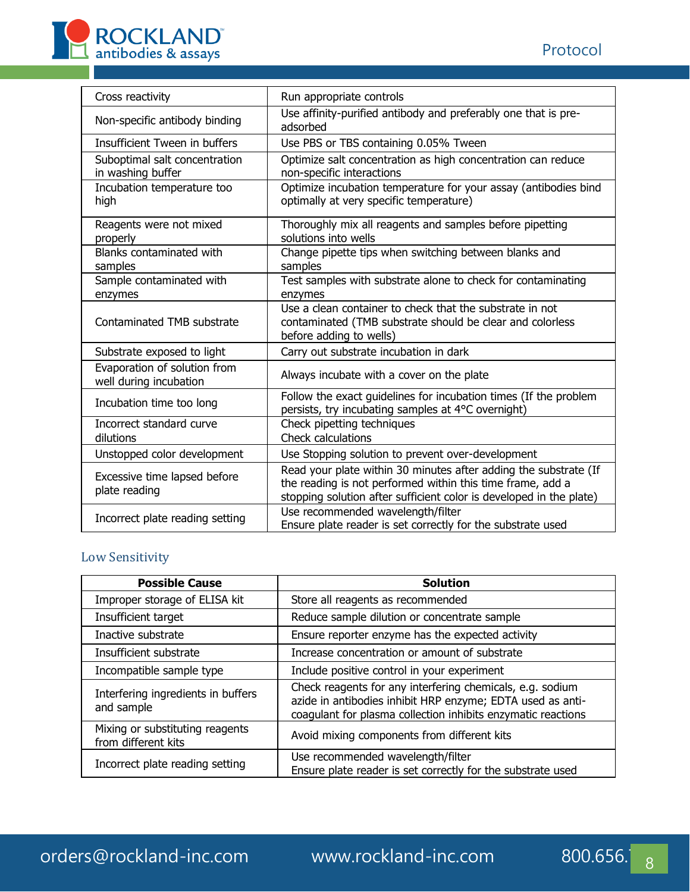| | |
|---|---|
| Cross reactivity | Run appropriate controls |
| Non-specific antibody binding | Use affinity-purified antibody and preferably one that is pre-adsorbed |
| Insufficient Tween in buffers | Use PBS or TBS containing 0.05% Tween |
| Suboptimal salt concentration in washing buffer | Optimize salt concentration as high concentration can reduce non-specific interactions |
| Incubation temperature too high | Optimize incubation temperature for your assay (antibodies bind optimally at very specific temperature) |
| Reagents were not mixed properly | Thoroughly mix all reagents and samples before pipetting solutions into wells |
| Blanks contaminated with samples | Change pipette tips when switching between blanks and samples |
| Sample contaminated with enzymes | Test samples with substrate alone to check for contaminating enzymes |
| Contaminated TMB substrate | Use a clean container to check that the substrate in not contaminated (TMB substrate should be clear and colorless before adding to wells) |
| Substrate exposed to light | Carry out substrate incubation in dark |
| Evaporation of solution from well during incubation | Always incubate with a cover on the plate |
| Incubation time too long | Follow the exact guidelines for incubation times (If the problem persists, try incubating samples at 4°C overnight) |
| Incorrect standard curve dilutions | Check pipetting techniques<br>Check calculations |
| Unstopped color development | Use Stopping solution to prevent over-development |
| Excessive time lapsed before plate reading | Read your plate within 30 minutes after adding the substrate (If the reading is not performed within this time frame, add a stopping solution after sufficient color is developed in the plate) |
| Incorrect plate reading setting | Use recommended wavelength/filter<br>Ensure plate reader is set correctly for the substrate used |

### Low Sensitivity

| Possible Cause | Solution |
|---|---|
| Improper storage of ELISA kit | Store all reagents as recommended |
| Insufficient target | Reduce sample dilution or concentrate sample |
| Inactive substrate | Ensure reporter enzyme has the expected activity |
| Insufficient substrate | Increase concentration or amount of substrate |
| Incompatible sample type | Include positive control in your experiment |
| Interfering ingredients in buffers and sample | Check reagents for any interfering chemicals, e.g. sodium azide in antibodies inhibit HRP enzyme; EDTA used as anti-coagulant for plasma collection inhibits enzymatic reactions |
| Mixing or substituting reagents from different kits | Avoid mixing components from different kits |
| Incorrect plate reading setting | Use recommended wavelength/filter<br>Ensure plate reader is set correctly for the substrate used |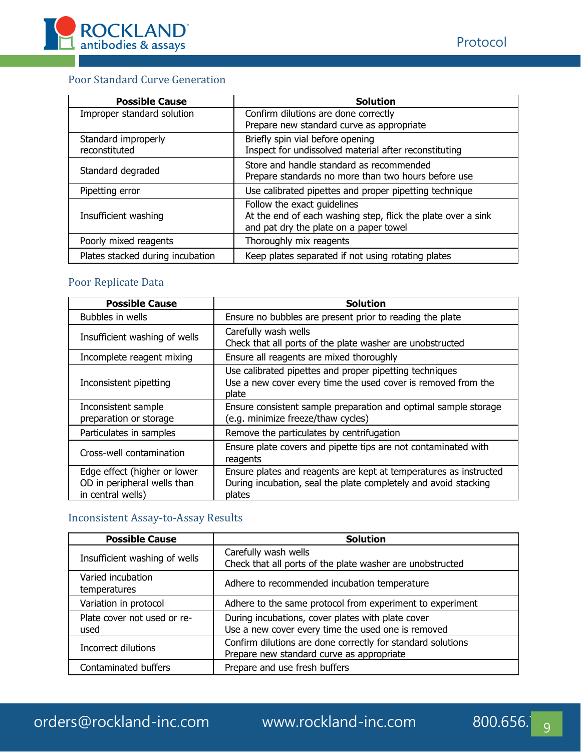## Poor Standard Curve Generation

| Possible Cause | Solution |
|---|---|
| Improper standard solution | Confirm dilutions are done correctly<br>Prepare new standard curve as appropriate |
| Standard improperly reconstituted | Briefly spin vial before opening<br>Inspect for undissolved material after reconstituting |
| Standard degraded | Store and handle standard as recommended<br>Prepare standards no more than two hours before use |
| Pipetting error | Use calibrated pipettes and proper pipetting technique |
| Insufficient washing | Follow the exact guidelines<br>At the end of each washing step, flick the plate over a sink and pat dry the plate on a paper towel |
| Poorly mixed reagents | Thoroughly mix reagents |
| Plates stacked during incubation | Keep plates separated if not using rotating plates |

## Poor Replicate Data

| Possible Cause | Solution |
|---|---|
| Bubbles in wells | Ensure no bubbles are present prior to reading the plate |
| Insufficient washing of wells | Carefully wash wells<br>Check that all ports of the plate washer are unobstructed |
| Incomplete reagent mixing | Ensure all reagents are mixed thoroughly |
| Inconsistent pipetting | Use calibrated pipettes and proper pipetting techniques<br>Use a new cover every time the used cover is removed from the plate |
| Inconsistent sample preparation or storage | Ensure consistent sample preparation and optimal sample storage (e.g. minimize freeze/thaw cycles) |
| Particulates in samples | Remove the particulates by centrifugation |
| Cross-well contamination | Ensure plate covers and pipette tips are not contaminated with reagents |
| Edge effect (higher or lower OD in peripheral wells than in central wells) | Ensure plates and reagents are kept at temperatures as instructed<br>During incubation, seal the plate completely and avoid stacking plates |

## Inconsistent Assay-to-Assay Results

| Possible Cause | Solution |
|---|---|
| Insufficient washing of wells | Carefully wash wells<br>Check that all ports of the plate washer are unobstructed |
| Varied incubation temperatures | Adhere to recommended incubation temperature |
| Variation in protocol | Adhere to the same protocol from experiment to experiment |
| Plate cover not used or re-used | During incubations, cover plates with plate cover<br>Use a new cover every time the used one is removed |
| Incorrect dilutions | Confirm dilutions are done correctly for standard solutions<br>Prepare new standard curve as appropriate |
| Contaminated buffers | Prepare and use fresh buffers |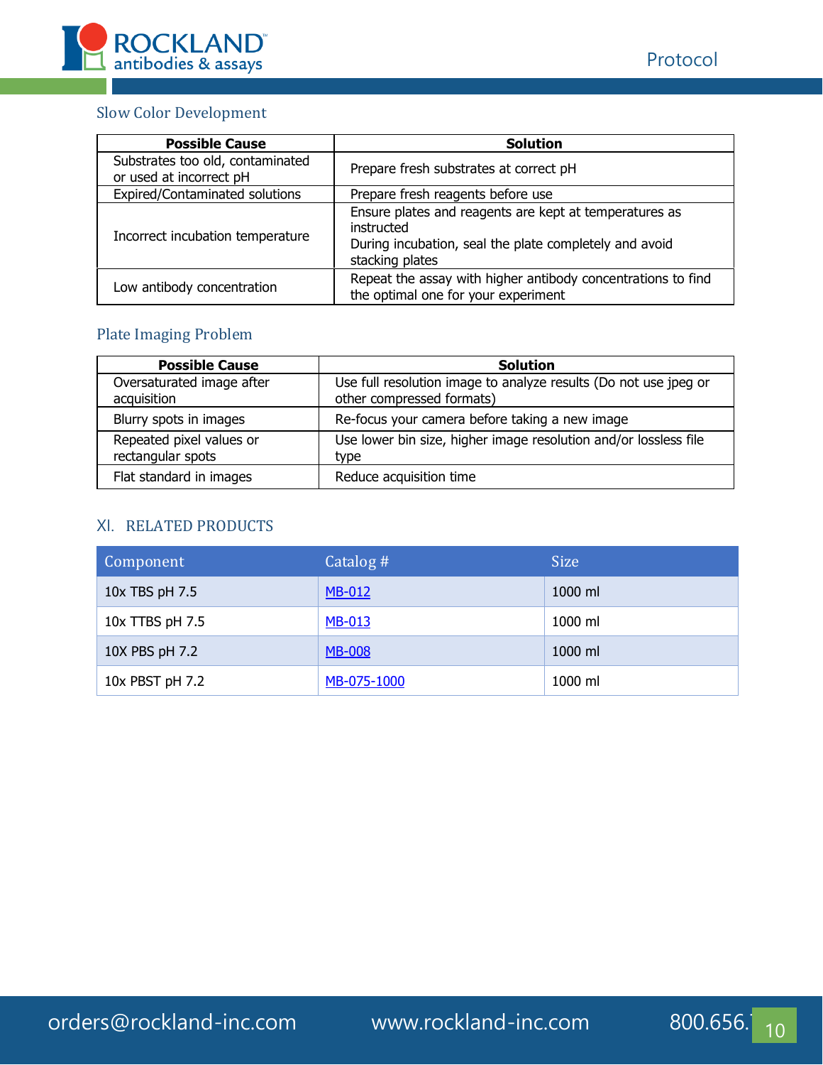### Slow Color Development

| Possible Cause | Solution |
|---|---|
| Substrates too old, contaminated or used at incorrect pH | Prepare fresh substrates at correct pH |
| Expired/Contaminated solutions | Prepare fresh reagents before use |
| Incorrect incubation temperature | Ensure plates and reagents are kept at temperatures as instructed<br>During incubation, seal the plate completely and avoid stacking plates |
| Low antibody concentration | Repeat the assay with higher antibody concentrations to find the optimal one for your experiment |

### Plate Imaging Problem

| Possible Cause | Solution |
|---|---|
| Oversaturated image after acquisition | Use full resolution image to analyze results (Do not use jpeg or other compressed formats) |
| Blurry spots in images | Re-focus your camera before taking a new image |
| Repeated pixel values or rectangular spots | Use lower bin size, higher image resolution and/or lossless file type |
| Flat standard in images | Reduce acquisition time |

## XI. RELATED PRODUCTS

| Component | Catalog # | Size |
|---|---|---|
| 10x TBS pH 7.5 | MB-012 | 1000 ml |
| 10x TTBS pH 7.5 | MB-013 | 1000 ml |
| 10X PBS pH 7.2 | MB-008 | 1000 ml |
| 10x PBST pH 7.2 | MB-075-1000 | 1000 ml |